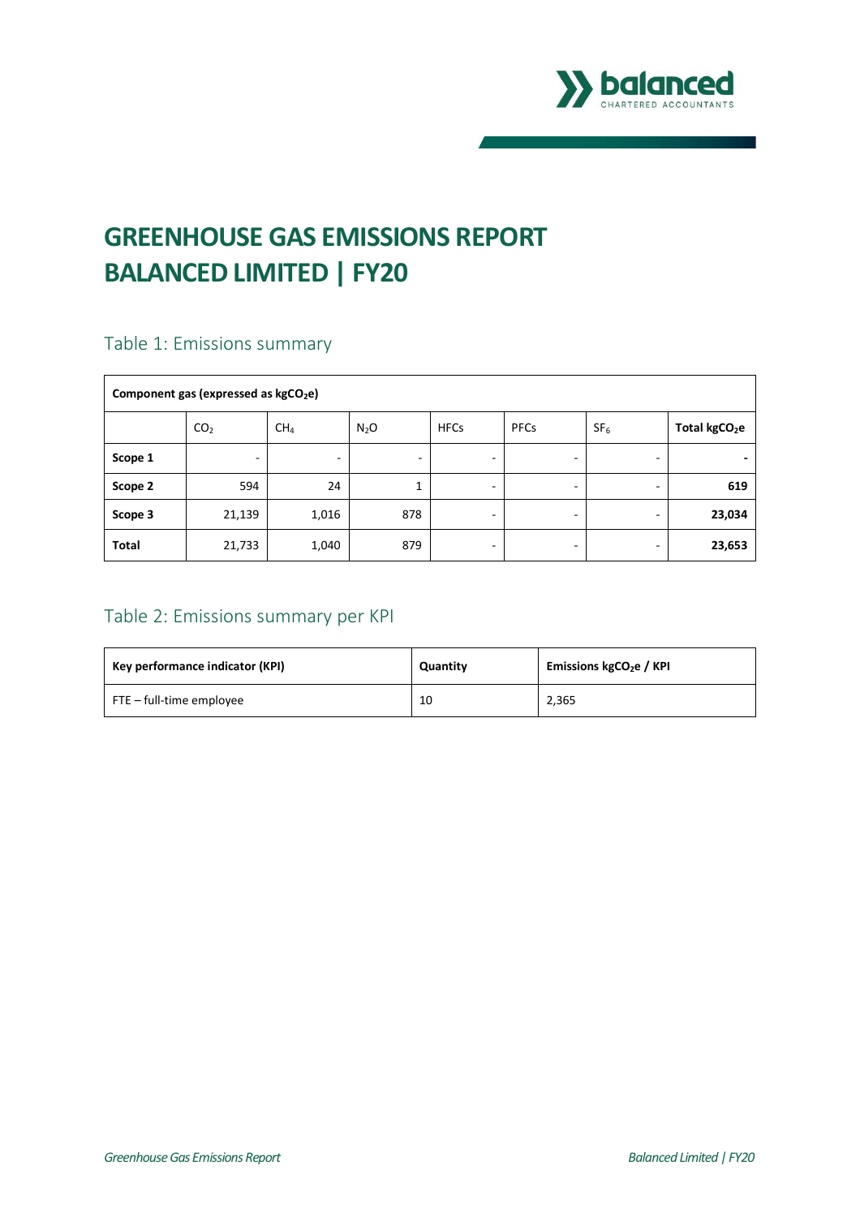# GREENHOUSE GAS EMISSIONS REPORT
# BALANCED LIMITED | FY20

## Table 1: Emissions summary

| Component gas (expressed as $kgCO_2e$) | | | | | | | |
|---|---|---|---|---|---|---|---|
| | $CO_2$ | $CH_4$ | $N_2O$ | HFCs | PFCs | $SF_6$ | **Total $kgCO_2e$** |
| **Scope 1** | - | - | - | - | - | - | **-** |
| **Scope 2** | 594 | 24 | 1 | - | - | - | **619** |
| **Scope 3** | 21,139 | 1,016 | 878 | - | - | - | **23,034** |
| **Total** | 21,733 | 1,040 | 879 | - | - | - | **23,653** |

## Table 2: Emissions summary per KPI

| Key performance indicator (KPI) | Quantity | Emissions $kgCO_2e$ / KPI |
|---|---|---|
| FTE – full-time employee | 10 | 2,365 |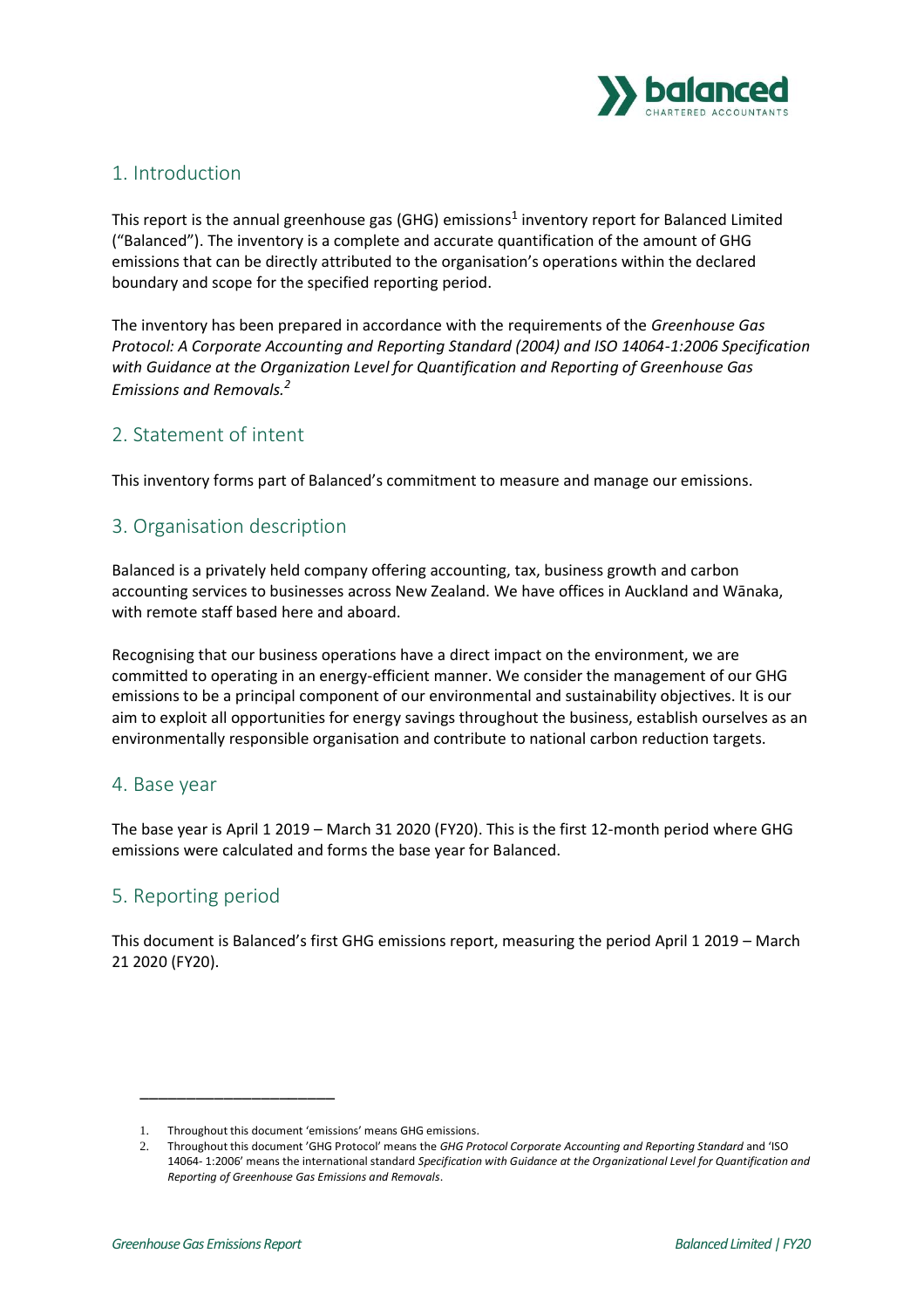## 1. Introduction

This report is the annual greenhouse gas (GHG) emissions[1] inventory report for Balanced Limited ("Balanced"). The inventory is a complete and accurate quantification of the amount of GHG emissions that can be directly attributed to the organisation's operations within the declared boundary and scope for the specified reporting period.

The inventory has been prepared in accordance with the requirements of the *Greenhouse Gas Protocol: A Corporate Accounting and Reporting Standard (2004) and ISO 14064-1:2006 Specification with Guidance at the Organization Level for Quantification and Reporting of Greenhouse Gas Emissions and Removals.*[2]

## 2. Statement of intent

This inventory forms part of Balanced's commitment to measure and manage our emissions.

## 3. Organisation description

Balanced is a privately held company offering accounting, tax, business growth and carbon accounting services to businesses across New Zealand. We have offices in Auckland and Wānaka, with remote staff based here and aboard.

Recognising that our business operations have a direct impact on the environment, we are committed to operating in an energy-efficient manner. We consider the management of our GHG emissions to be a principal component of our environmental and sustainability objectives. It is our aim to exploit all opportunities for energy savings throughout the business, establish ourselves as an environmentally responsible organisation and contribute to national carbon reduction targets.

## 4. Base year

The base year is April 1 2019 – March 31 2020 (FY20). This is the first 12-month period where GHG emissions were calculated and forms the base year for Balanced.

## 5. Reporting period

This document is Balanced's first GHG emissions report, measuring the period April 1 2019 – March 21 2020 (FY20).

---

1. Throughout this document 'emissions' means GHG emissions.
2. Throughout this document 'GHG Protocol' means the *GHG Protocol Corporate Accounting and Reporting Standard* and 'ISO 14064- 1:2006' means the international standard *Specification with Guidance at the Organizational Level for Quantification and Reporting of Greenhouse Gas Emissions and Removals*.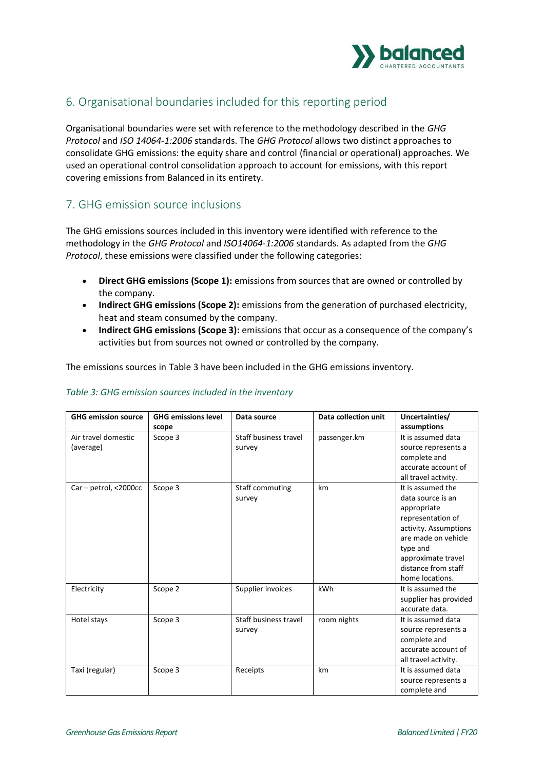## 6. Organisational boundaries included for this reporting period

Organisational boundaries were set with reference to the methodology described in the *GHG Protocol* and *ISO 14064-1:2006* standards. The *GHG Protocol* allows two distinct approaches to consolidate GHG emissions: the equity share and control (financial or operational) approaches. We used an operational control consolidation approach to account for emissions, with this report covering emissions from Balanced in its entirety.

## 7. GHG emission source inclusions

The GHG emissions sources included in this inventory were identified with reference to the methodology in the *GHG Protocol* and *ISO14064-1:2006* standards. As adapted from the *GHG Protocol*, these emissions were classified under the following categories:

- **Direct GHG emissions (Scope 1):** emissions from sources that are owned or controlled by the company.
- **Indirect GHG emissions (Scope 2):** emissions from the generation of purchased electricity, heat and steam consumed by the company.
- **Indirect GHG emissions (Scope 3):** emissions that occur as a consequence of the company's activities but from sources not owned or controlled by the company.

The emissions sources in Table 3 have been included in the GHG emissions inventory.

*Table 3: GHG emission sources included in the inventory*

| GHG emission source | GHG emissions level scope | Data source | Data collection unit | Uncertainties/ assumptions |
|---|---|---|---|---|
| Air travel domestic (average) | Scope 3 | Staff business travel survey | passenger.km | It is assumed data source represents a complete and accurate account of all travel activity. |
| Car – petrol, <2000cc | Scope 3 | Staff commuting survey | km | It is assumed the data source is an appropriate representation of activity. Assumptions are made on vehicle type and approximate travel distance from staff home locations. |
| Electricity | Scope 2 | Supplier invoices | kWh | It is assumed the supplier has provided accurate data. |
| Hotel stays | Scope 3 | Staff business travel survey | room nights | It is assumed data source represents a complete and accurate account of all travel activity. |
| Taxi (regular) | Scope 3 | Receipts | km | It is assumed data source represents a complete and |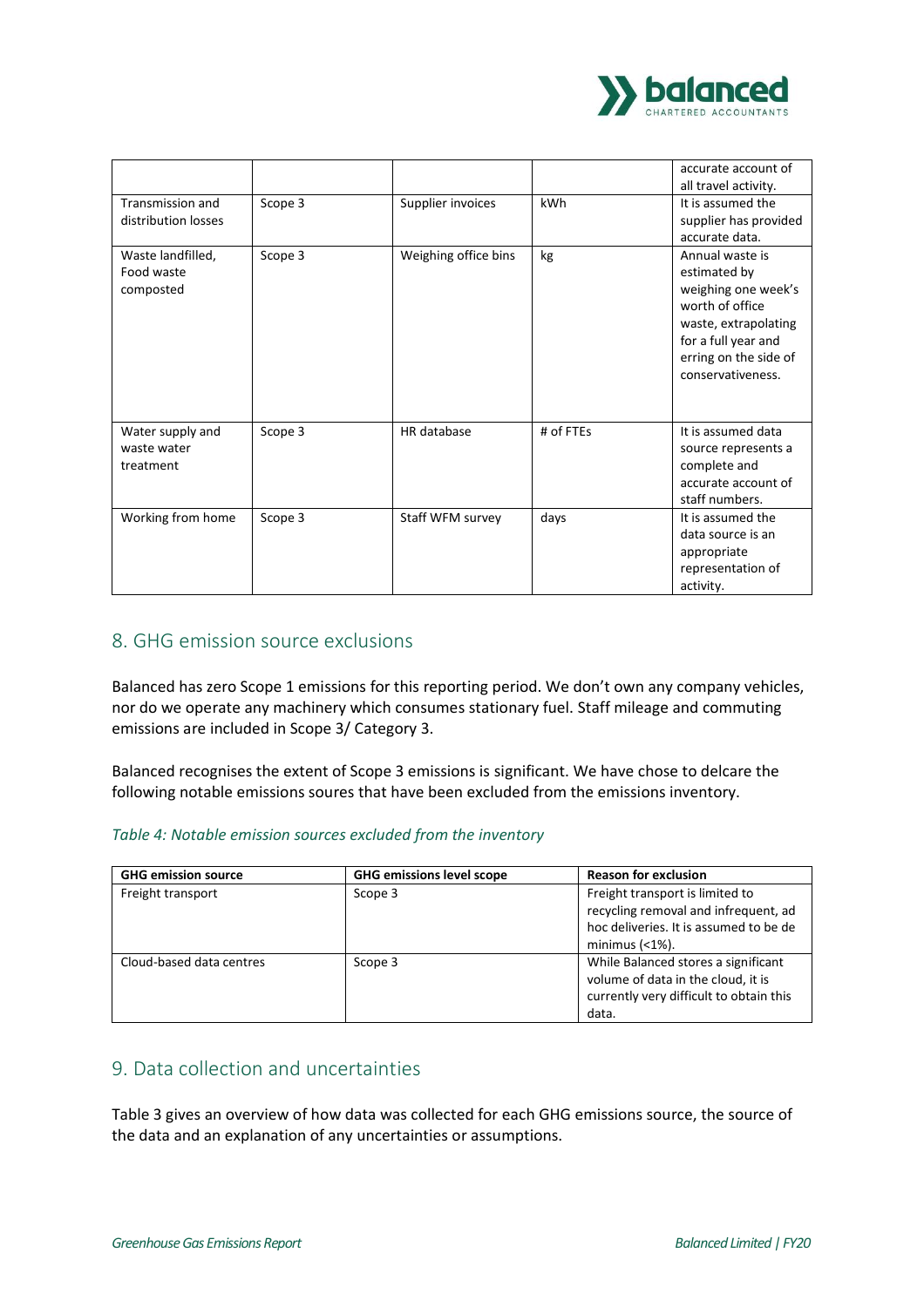| | | | | accurate account of all travel activity. |
|---|---|---|---|---|
| Transmission and distribution losses | Scope 3 | Supplier invoices | kWh | It is assumed the supplier has provided accurate data. |
| Waste landfilled, Food waste composted | Scope 3 | Weighing office bins | kg | Annual waste is estimated by weighing one week's worth of office waste, extrapolating for a full year and erring on the side of conservativeness. |
| Water supply and waste water treatment | Scope 3 | HR database | # of FTEs | It is assumed data source represents a complete and accurate account of staff numbers. |
| Working from home | Scope 3 | Staff WFM survey | days | It is assumed the data source is an appropriate representation of activity. |

## 8. GHG emission source exclusions

Balanced has zero Scope 1 emissions for this reporting period. We don't own any company vehicles, nor do we operate any machinery which consumes stationary fuel. Staff mileage and commuting emissions are included in Scope 3/ Category 3.

Balanced recognises the extent of Scope 3 emissions is significant. We have chose to delcare the following notable emissions soures that have been excluded from the emissions inventory.

*Table 4: Notable emission sources excluded from the inventory*

| GHG emission source | GHG emissions level scope | Reason for exclusion |
|---|---|---|
| Freight transport | Scope 3 | Freight transport is limited to recycling removal and infrequent, ad hoc deliveries. It is assumed to be de minimus (<1%). |
| Cloud-based data centres | Scope 3 | While Balanced stores a significant volume of data in the cloud, it is currently very difficult to obtain this data. |

## 9. Data collection and uncertainties

Table 3 gives an overview of how data was collected for each GHG emissions source, the source of the data and an explanation of any uncertainties or assumptions.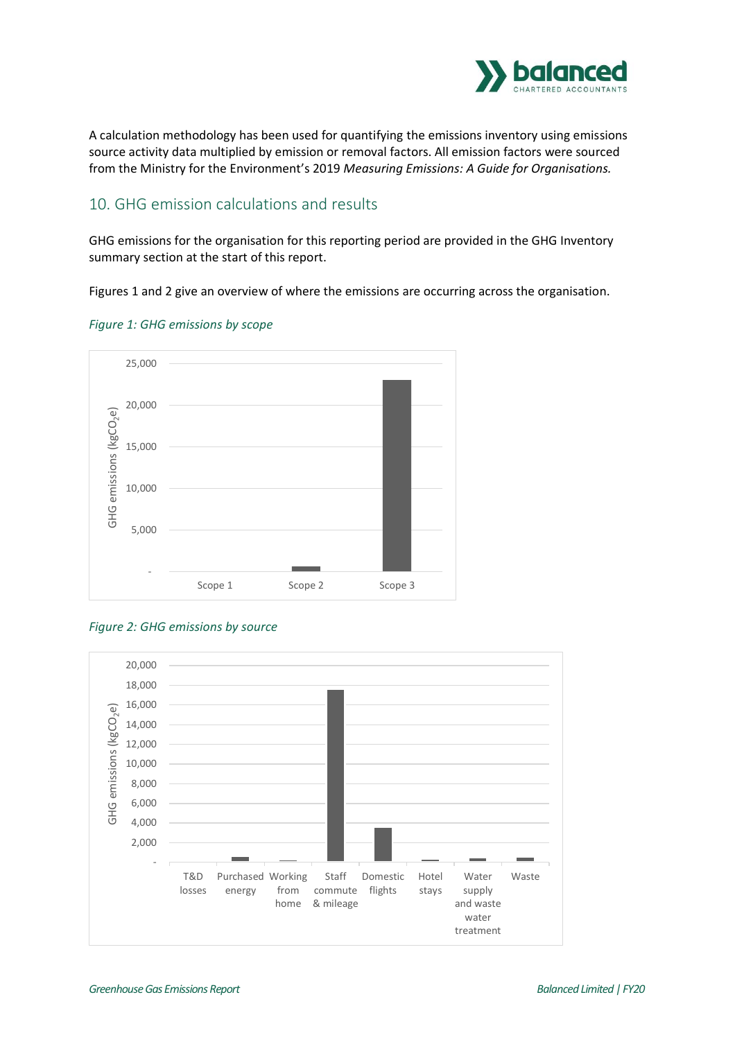A calculation methodology has been used for quantifying the emissions inventory using emissions source activity data multiplied by emission or removal factors. All emission factors were sourced from the Ministry for the Environment's 2019 *Measuring Emissions: A Guide for Organisations.*

## 10. GHG emission calculations and results

GHG emissions for the organisation for this reporting period are provided in the GHG Inventory summary section at the start of this report.

Figures 1 and 2 give an overview of where the emissions are occurring across the organisation.

*Figure 1: GHG emissions by scope*

*Figure 2: GHG emissions by source*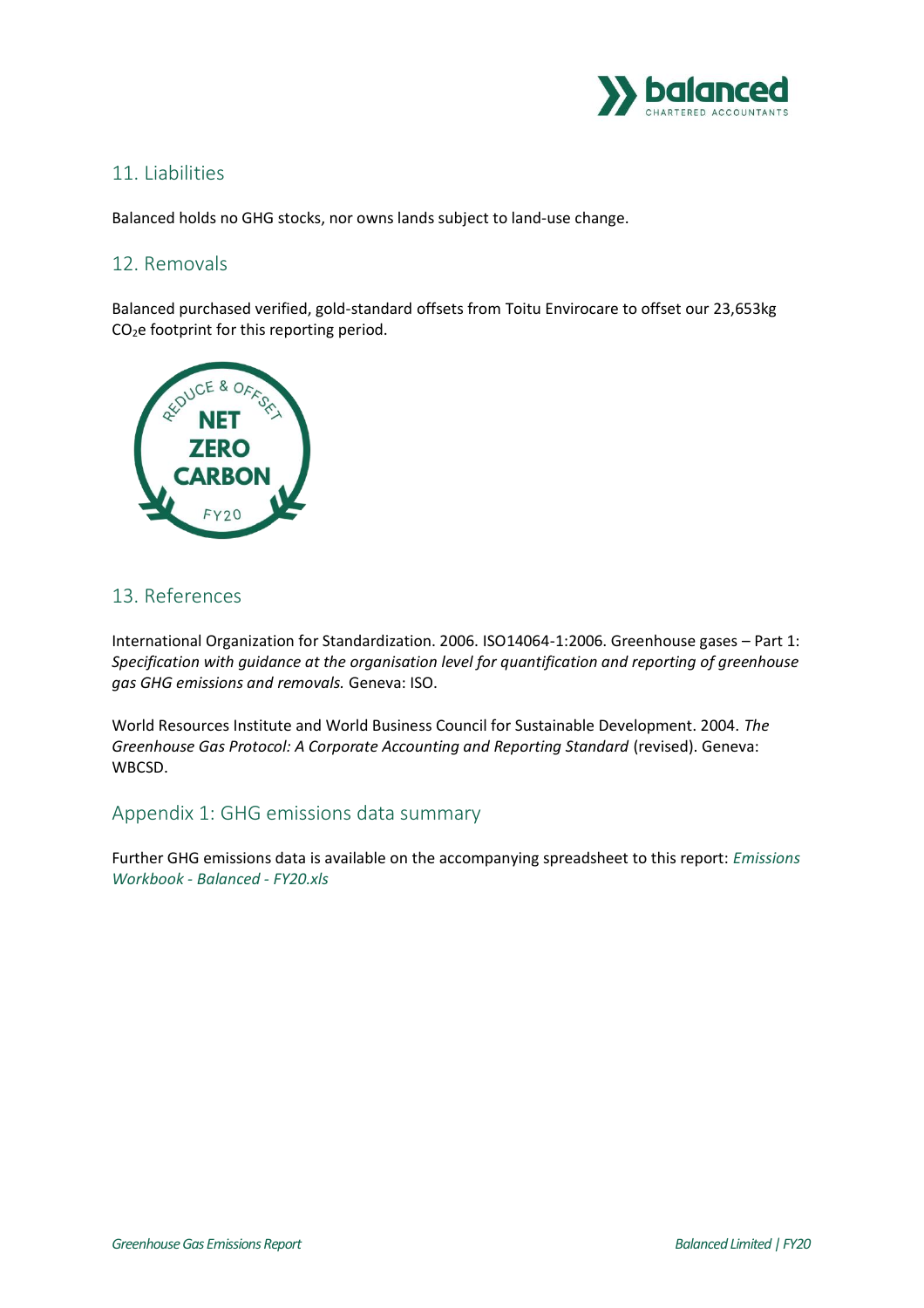## 11. Liabilities

Balanced holds no GHG stocks, nor owns lands subject to land-use change.

## 12. Removals

Balanced purchased verified, gold-standard offsets from Toitu Envirocare to offset our 23,653kg $CO_2$e footprint for this reporting period.

REDUCE & OFFSET
NET
ZERO
CARBON
FY20

## 13. References

International Organization for Standardization. 2006. ISO14064-1:2006. Greenhouse gases – Part 1: *Specification with guidance at the organisation level for quantification and reporting of greenhouse gas GHG emissions and removals.* Geneva: ISO.

World Resources Institute and World Business Council for Sustainable Development. 2004. *The Greenhouse Gas Protocol: A Corporate Accounting and Reporting Standard* (revised). Geneva: WBCSD.

## Appendix 1: GHG emissions data summary

Further GHG emissions data is available on the accompanying spreadsheet to this report: *Emissions Workbook - Balanced - FY20.xls*